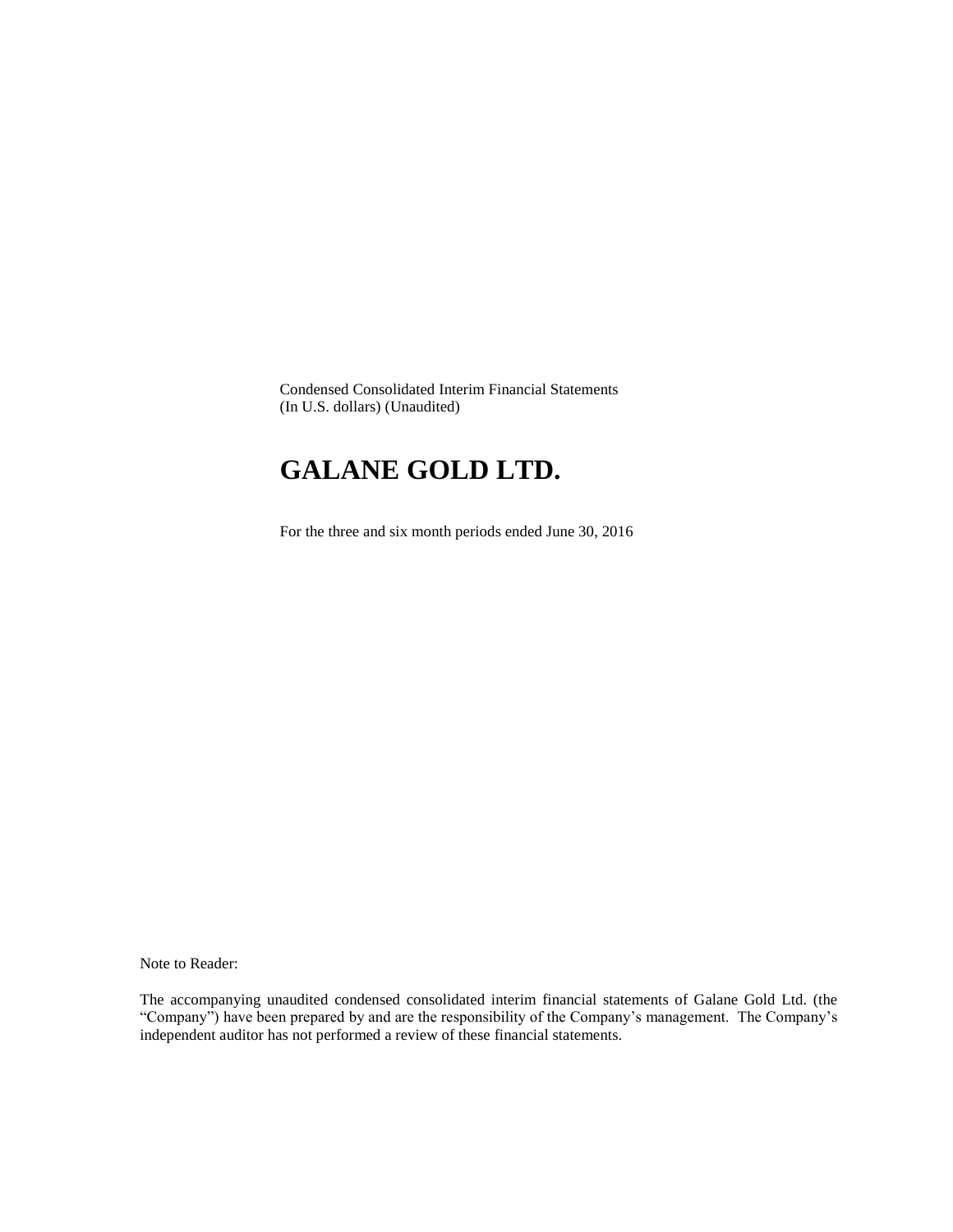Condensed Consolidated Interim Financial Statements
(In U.S. dollars) (Unaudited)

# GALANE GOLD LTD.

For the three and six month periods ended June 30, 2016

Note to Reader:

The accompanying unaudited condensed consolidated interim financial statements of Galane Gold Ltd. (the "Company") have been prepared by and are the responsibility of the Company's management. The Company's independent auditor has not performed a review of these financial statements.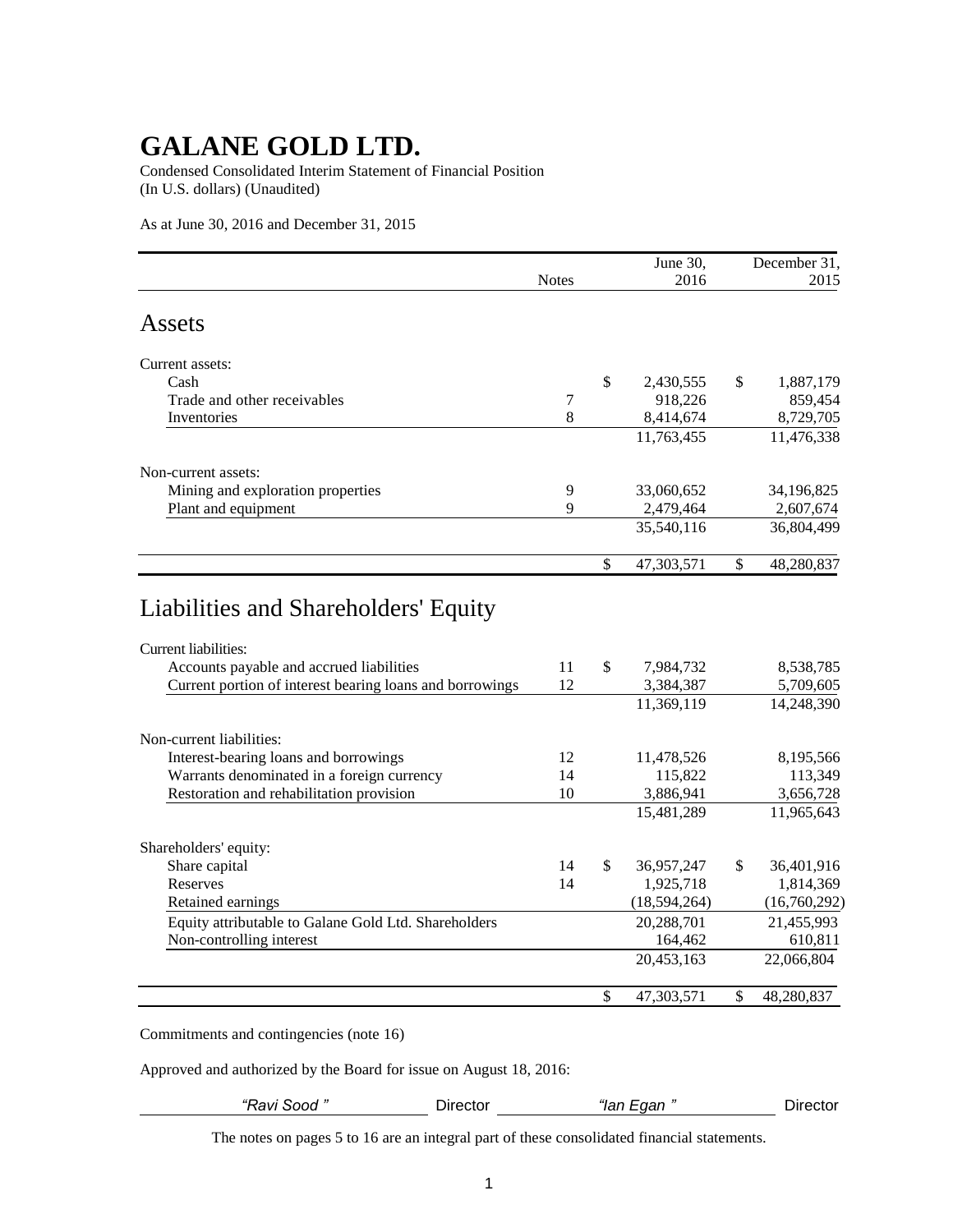# GALANE GOLD LTD.

Condensed Consolidated Interim Statement of Financial Position
(In U.S. dollars) (Unaudited)

As at June 30, 2016 and December 31, 2015

| | Notes | June 30, 2016 | December 31, 2015 |
|---|---|---|---|
| **Assets** | | | |
| Current assets: | | | |
| Cash | | $ 2,430,555 | $ 1,887,179 |
| Trade and other receivables | 7 | 918,226 | 859,454 |
| Inventories | 8 | 8,414,674 | 8,729,705 |
| | | 11,763,455 | 11,476,338 |
| Non-current assets: | | | |
| Mining and exploration properties | 9 | 33,060,652 | 34,196,825 |
| Plant and equipment | 9 | 2,479,464 | 2,607,674 |
| | | 35,540,116 | 36,804,499 |
| | | $ 47,303,571 | $ 48,280,837 |
| **Liabilities and Shareholders' Equity** | | | |
| Current liabilities: | | | |
| Accounts payable and accrued liabilities | 11 | $ 7,984,732 | 8,538,785 |
| Current portion of interest bearing loans and borrowings | 12 | 3,384,387 | 5,709,605 |
| | | 11,369,119 | 14,248,390 |
| Non-current liabilities: | | | |
| Interest-bearing loans and borrowings | 12 | 11,478,526 | 8,195,566 |
| Warrants denominated in a foreign currency | 14 | 115,822 | 113,349 |
| Restoration and rehabilitation provision | 10 | 3,886,941 | 3,656,728 |
| | | 15,481,289 | 11,965,643 |
| Shareholders' equity: | | | |
| Share capital | 14 | $ 36,957,247 | $ 36,401,916 |
| Reserves | 14 | 1,925,718 | 1,814,369 |
| Retained earnings | | (18,594,264) | (16,760,292) |
| Equity attributable to Galane Gold Ltd. Shareholders | | 20,288,701 | 21,455,993 |
| Non-controlling interest | | 164,462 | 610,811 |
| | | 20,453,163 | 22,066,804 |
| | | $ 47,303,571 | $ 48,280,837 |

Commitments and contingencies (note 16)

Approved and authorized by the Board for issue on August 18, 2016:

*"Ravi Sood "* Director *"Ian Egan "* Director

The notes on pages 5 to 16 are an integral part of these consolidated financial statements.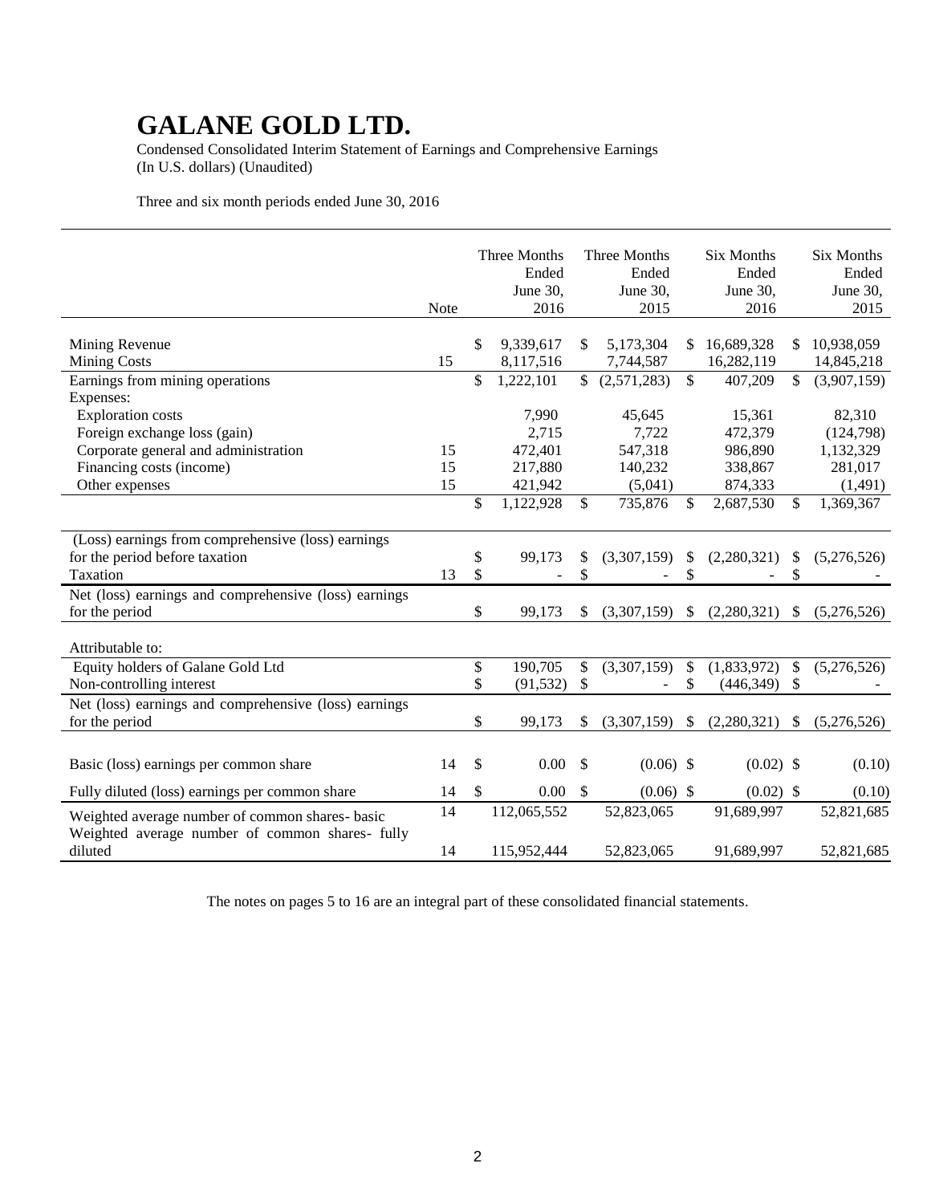# GALANE GOLD LTD.

Condensed Consolidated Interim Statement of Earnings and Comprehensive Earnings
(In U.S. dollars) (Unaudited)

Three and six month periods ended June 30, 2016

| | Note | Three Months Ended June 30, 2016 | Three Months Ended June 30, 2015 | Six Months Ended June 30, 2016 | Six Months Ended June 30, 2015 |
|---|---|---|---|---|---|
| Mining Revenue | | $ 9,339,617 | $ 5,173,304 | $ 16,689,328 | $ 10,938,059 |
| Mining Costs | 15 | 8,117,516 | 7,744,587 | 16,282,119 | 14,845,218 |
| Earnings from mining operations | | $ 1,222,101 | $ (2,571,283) | $ 407,209 | $ (3,907,159) |
| Expenses: | | | | | |
| Exploration costs | | 7,990 | 45,645 | 15,361 | 82,310 |
| Foreign exchange loss (gain) | | 2,715 | 7,722 | 472,379 | (124,798) |
| Corporate general and administration | 15 | 472,401 | 547,318 | 986,890 | 1,132,329 |
| Financing costs (income) | 15 | 217,880 | 140,232 | 338,867 | 281,017 |
| Other expenses | 15 | 421,942 | (5,041) | 874,333 | (1,491) |
| | | $ 1,122,928 | $ 735,876 | $ 2,687,530 | $ 1,369,367 |
| (Loss) earnings from comprehensive (loss) earnings for the period before taxation | | $ 99,173 | $ (3,307,159) | $ (2,280,321) | $ (5,276,526) |
| Taxation | 13 | $ - | $ - | $ - | $ - |
| Net (loss) earnings and comprehensive (loss) earnings for the period | | $ 99,173 | $ (3,307,159) | $ (2,280,321) | $ (5,276,526) |
| Attributable to: | | | | | |
| Equity holders of Galane Gold Ltd | | $ 190,705 | $ (3,307,159) | $ (1,833,972) | $ (5,276,526) |
| Non-controlling interest | | $ (91,532) | $ - | $ (446,349) | $ - |
| Net (loss) earnings and comprehensive (loss) earnings for the period | | $ 99,173 | $ (3,307,159) | $ (2,280,321) | $ (5,276,526) |
| Basic (loss) earnings per common share | 14 | $ 0.00 | $ (0.06) | $ (0.02) | $ (0.10) |
| Fully diluted (loss) earnings per common share | 14 | $ 0.00 | $ (0.06) | $ (0.02) | $ (0.10) |
| Weighted average number of common shares- basic | 14 | 112,065,552 | 52,823,065 | 91,689,997 | 52,821,685 |
| Weighted average number of common shares- fully diluted | 14 | 115,952,444 | 52,823,065 | 91,689,997 | 52,821,685 |

The notes on pages 5 to 16 are an integral part of these consolidated financial statements.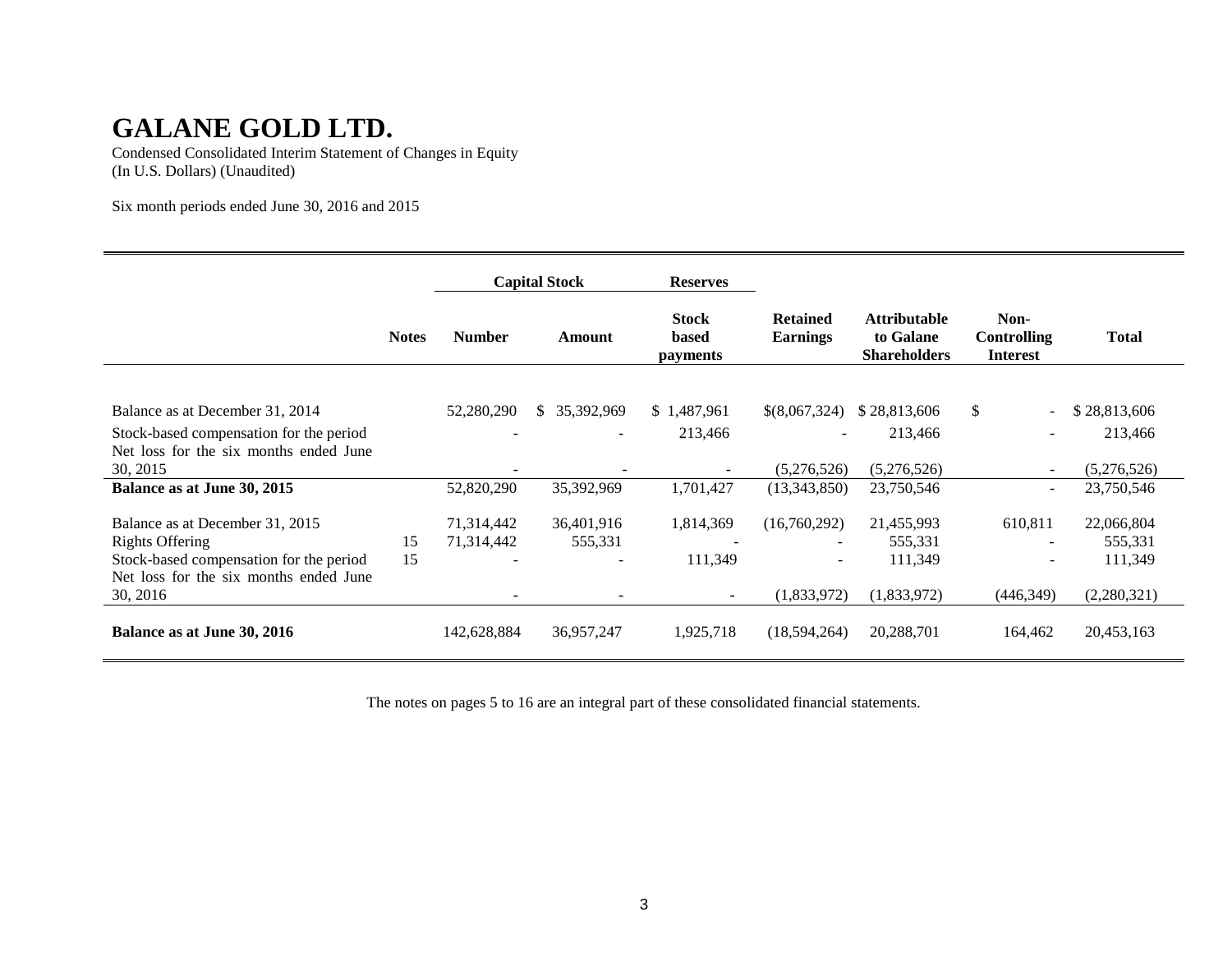# GALANE GOLD LTD.

Condensed Consolidated Interim Statement of Changes in Equity
(In U.S. Dollars) (Unaudited)

Six month periods ended June 30, 2016 and 2015

| | | Capital Stock | | Reserves | | | | |
|---|---|---|---|---|---|---|---|---|
| | Notes | Number | Amount | Stock based payments | Retained Earnings | Attributable to Galane Shareholders | Non-Controlling Interest | Total |
| Balance as at December 31, 2014 | | 52,280,290 | $ 35,392,969 | $ 1,487,961 | $(8,067,324) | $ 28,813,606 | $ - | $ 28,813,606 |
| Stock-based compensation for the period | | - | - | 213,466 | - | 213,466 | - | 213,466 |
| Net loss for the six months ended June 30, 2015 | | - | - | - | (5,276,526) | (5,276,526) | - | (5,276,526) |
| **Balance as at June 30, 2015** | | 52,820,290 | 35,392,969 | 1,701,427 | (13,343,850) | 23,750,546 | - | 23,750,546 |
| Balance as at December 31, 2015 | | 71,314,442 | 36,401,916 | 1,814,369 | (16,760,292) | 21,455,993 | 610,811 | 22,066,804 |
| Rights Offering | 15 | 71,314,442 | 555,331 | - | - | 555,331 | - | 555,331 |
| Stock-based compensation for the period | 15 | - | - | 111,349 | - | 111,349 | - | 111,349 |
| Net loss for the six months ended June 30, 2016 | | - | - | - | (1,833,972) | (1,833,972) | (446,349) | (2,280,321) |
| **Balance as at June 30, 2016** | | 142,628,884 | 36,957,247 | 1,925,718 | (18,594,264) | 20,288,701 | 164,462 | 20,453,163 |

The notes on pages 5 to 16 are an integral part of these consolidated financial statements.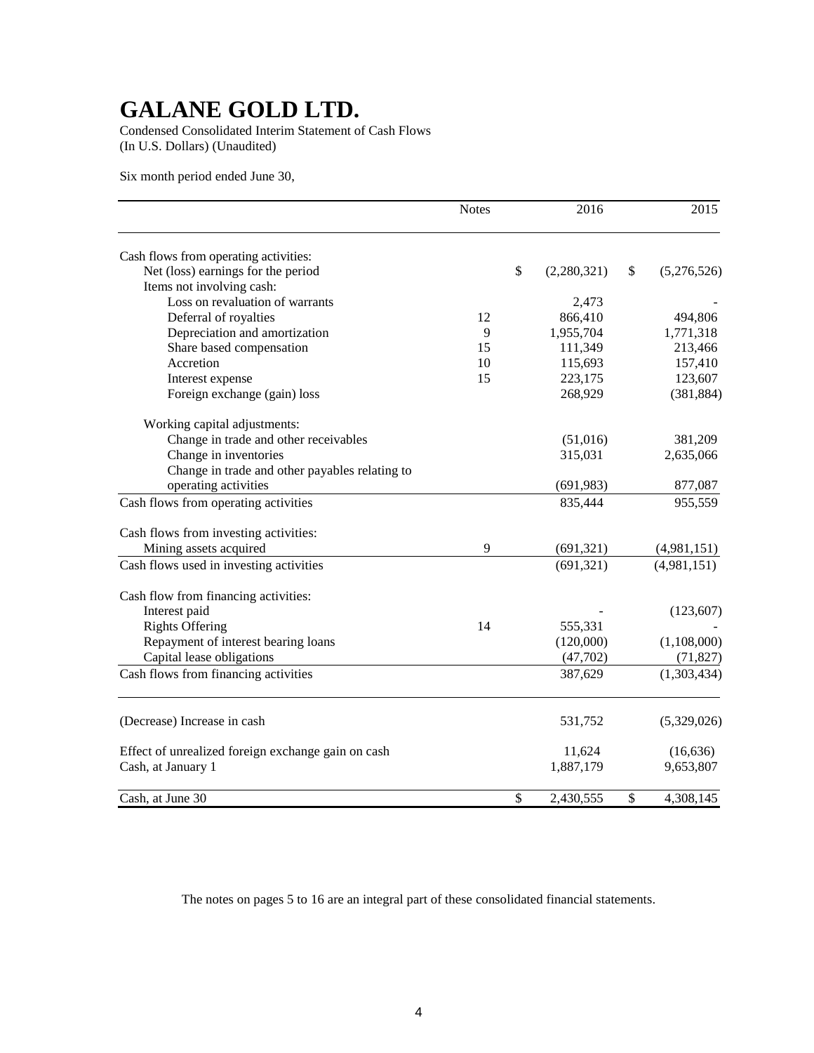# GALANE GOLD LTD.

Condensed Consolidated Interim Statement of Cash Flows
(In U.S. Dollars) (Unaudited)

Six month period ended June 30,

| | Notes | 2016 | 2015 |
|---|---|---|---|
| Cash flows from operating activities: | | | |
| Net (loss) earnings for the period | | $ (2,280,321) | $ (5,276,526) |
| Items not involving cash: | | | |
| Loss on revaluation of warrants | | 2,473 | - |
| Deferral of royalties | 12 | 866,410 | 494,806 |
| Depreciation and amortization | 9 | 1,955,704 | 1,771,318 |
| Share based compensation | 15 | 111,349 | 213,466 |
| Accretion | 10 | 115,693 | 157,410 |
| Interest expense | 15 | 223,175 | 123,607 |
| Foreign exchange (gain) loss | | 268,929 | (381,884) |
| Working capital adjustments: | | | |
| Change in trade and other receivables | | (51,016) | 381,209 |
| Change in inventories | | 315,031 | 2,635,066 |
| Change in trade and other payables relating to operating activities | | (691,983) | 877,087 |
| Cash flows from operating activities | | 835,444 | 955,559 |
| Cash flows from investing activities: | | | |
| Mining assets acquired | 9 | (691,321) | (4,981,151) |
| Cash flows used in investing activities | | (691,321) | (4,981,151) |
| Cash flow from financing activities: | | | |
| Interest paid | | - | (123,607) |
| Rights Offering | 14 | 555,331 | - |
| Repayment of interest bearing loans | | (120,000) | (1,108,000) |
| Capital lease obligations | | (47,702) | (71,827) |
| Cash flows from financing activities | | 387,629 | (1,303,434) |
| (Decrease) Increase in cash | | 531,752 | (5,329,026) |
| Effect of unrealized foreign exchange gain on cash | | 11,624 | (16,636) |
| Cash, at January 1 | | 1,887,179 | 9,653,807 |
| Cash, at June 30 | | $ 2,430,555 | $ 4,308,145 |

The notes on pages 5 to 16 are an integral part of these consolidated financial statements.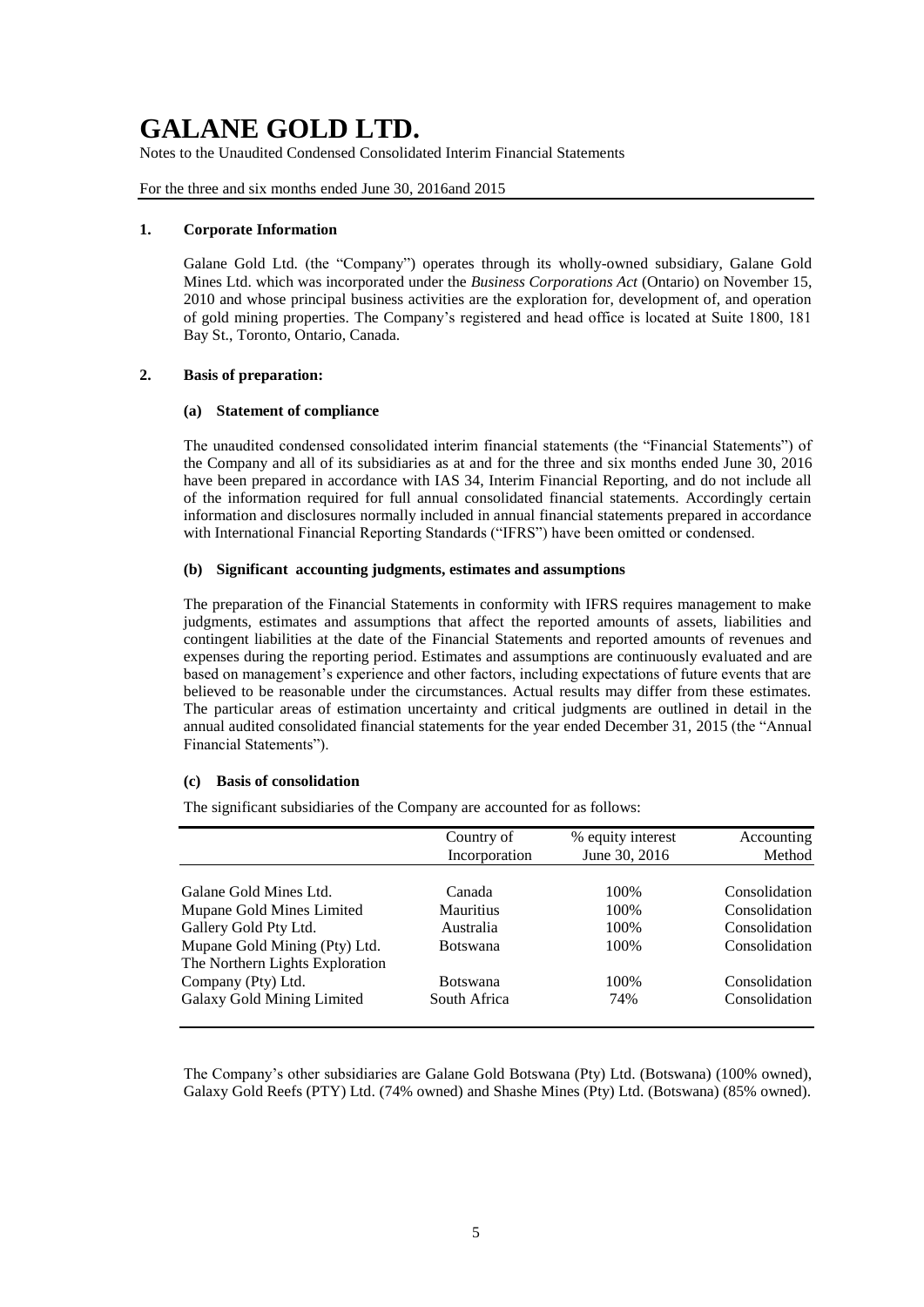# GALANE GOLD LTD.

Notes to the Unaudited Condensed Consolidated Interim Financial Statements

For the three and six months ended June 30, 2016and 2015

## 1. Corporate Information

Galane Gold Ltd. (the "Company") operates through its wholly-owned subsidiary, Galane Gold Mines Ltd. which was incorporated under the *Business Corporations Act* (Ontario) on November 15, 2010 and whose principal business activities are the exploration for, development of, and operation of gold mining properties. The Company's registered and head office is located at Suite 1800, 181 Bay St., Toronto, Ontario, Canada.

## 2. Basis of preparation:

### (a) Statement of compliance

The unaudited condensed consolidated interim financial statements (the "Financial Statements") of the Company and all of its subsidiaries as at and for the three and six months ended June 30, 2016 have been prepared in accordance with IAS 34, Interim Financial Reporting, and do not include all of the information required for full annual consolidated financial statements. Accordingly certain information and disclosures normally included in annual financial statements prepared in accordance with International Financial Reporting Standards ("IFRS") have been omitted or condensed.

### (b) Significant accounting judgments, estimates and assumptions

The preparation of the Financial Statements in conformity with IFRS requires management to make judgments, estimates and assumptions that affect the reported amounts of assets, liabilities and contingent liabilities at the date of the Financial Statements and reported amounts of revenues and expenses during the reporting period. Estimates and assumptions are continuously evaluated and are based on management's experience and other factors, including expectations of future events that are believed to be reasonable under the circumstances. Actual results may differ from these estimates. The particular areas of estimation uncertainty and critical judgments are outlined in detail in the annual audited consolidated financial statements for the year ended December 31, 2015 (the "Annual Financial Statements").

### (c) Basis of consolidation

The significant subsidiaries of the Company are accounted for as follows:

| | Country of Incorporation | % equity interest June 30, 2016 | Accounting Method |
|---|---|---|---|
| Galane Gold Mines Ltd. | Canada | 100% | Consolidation |
| Mupane Gold Mines Limited | Mauritius | 100% | Consolidation |
| Gallery Gold Pty Ltd. | Australia | 100% | Consolidation |
| Mupane Gold Mining (Pty) Ltd. | Botswana | 100% | Consolidation |
| The Northern Lights Exploration Company (Pty) Ltd. | Botswana | 100% | Consolidation |
| Galaxy Gold Mining Limited | South Africa | 74% | Consolidation |

The Company's other subsidiaries are Galane Gold Botswana (Pty) Ltd. (Botswana) (100% owned), Galaxy Gold Reefs (PTY) Ltd. (74% owned) and Shashe Mines (Pty) Ltd. (Botswana) (85% owned).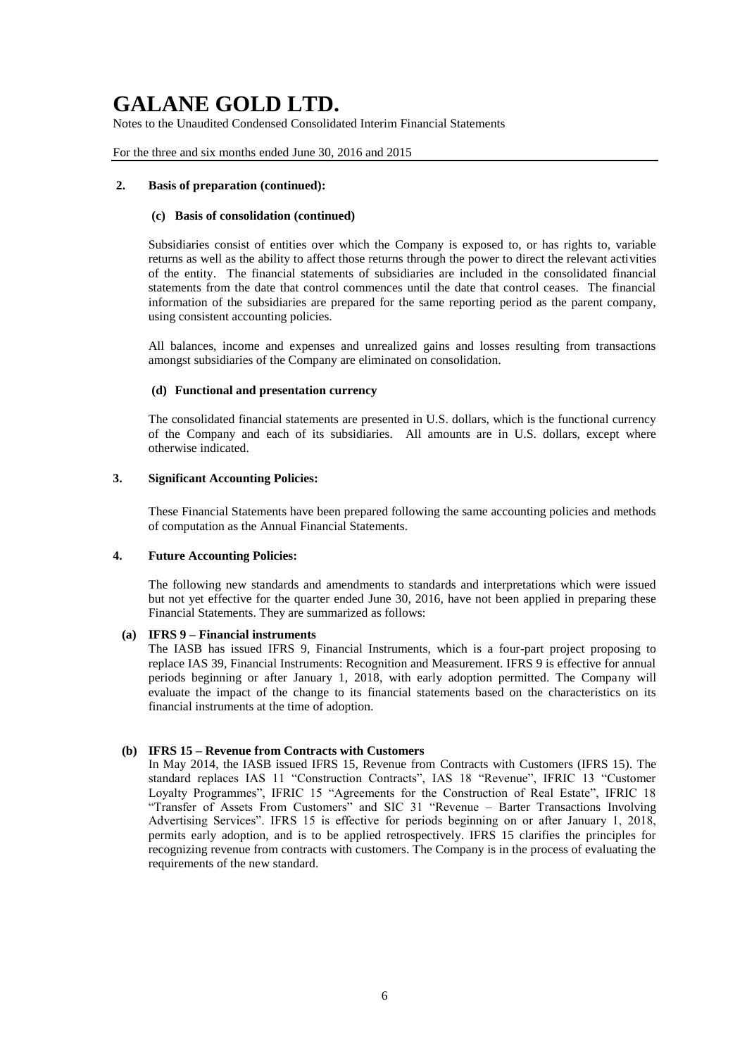## 2. Basis of preparation (continued):

### (c) Basis of consolidation (continued)

Subsidiaries consist of entities over which the Company is exposed to, or has rights to, variable returns as well as the ability to affect those returns through the power to direct the relevant activities of the entity. The financial statements of subsidiaries are included in the consolidated financial statements from the date that control commences until the date that control ceases. The financial information of the subsidiaries are prepared for the same reporting period as the parent company, using consistent accounting policies.

All balances, income and expenses and unrealized gains and losses resulting from transactions amongst subsidiaries of the Company are eliminated on consolidation.

### (d) Functional and presentation currency

The consolidated financial statements are presented in U.S. dollars, which is the functional currency of the Company and each of its subsidiaries. All amounts are in U.S. dollars, except where otherwise indicated.

## 3. Significant Accounting Policies:

These Financial Statements have been prepared following the same accounting policies and methods of computation as the Annual Financial Statements.

## 4. Future Accounting Policies:

The following new standards and amendments to standards and interpretations which were issued but not yet effective for the quarter ended June 30, 2016, have not been applied in preparing these Financial Statements. They are summarized as follows:

### (a) IFRS 9 – Financial instruments

The IASB has issued IFRS 9, Financial Instruments, which is a four-part project proposing to replace IAS 39, Financial Instruments: Recognition and Measurement. IFRS 9 is effective for annual periods beginning or after January 1, 2018, with early adoption permitted. The Company will evaluate the impact of the change to its financial statements based on the characteristics on its financial instruments at the time of adoption.

### (b) IFRS 15 – Revenue from Contracts with Customers

In May 2014, the IASB issued IFRS 15, Revenue from Contracts with Customers (IFRS 15). The standard replaces IAS 11 "Construction Contracts", IAS 18 "Revenue", IFRIC 13 "Customer Loyalty Programmes", IFRIC 15 "Agreements for the Construction of Real Estate", IFRIC 18 "Transfer of Assets From Customers" and SIC 31 "Revenue – Barter Transactions Involving Advertising Services". IFRS 15 is effective for periods beginning on or after January 1, 2018, permits early adoption, and is to be applied retrospectively. IFRS 15 clarifies the principles for recognizing revenue from contracts with customers. The Company is in the process of evaluating the requirements of the new standard.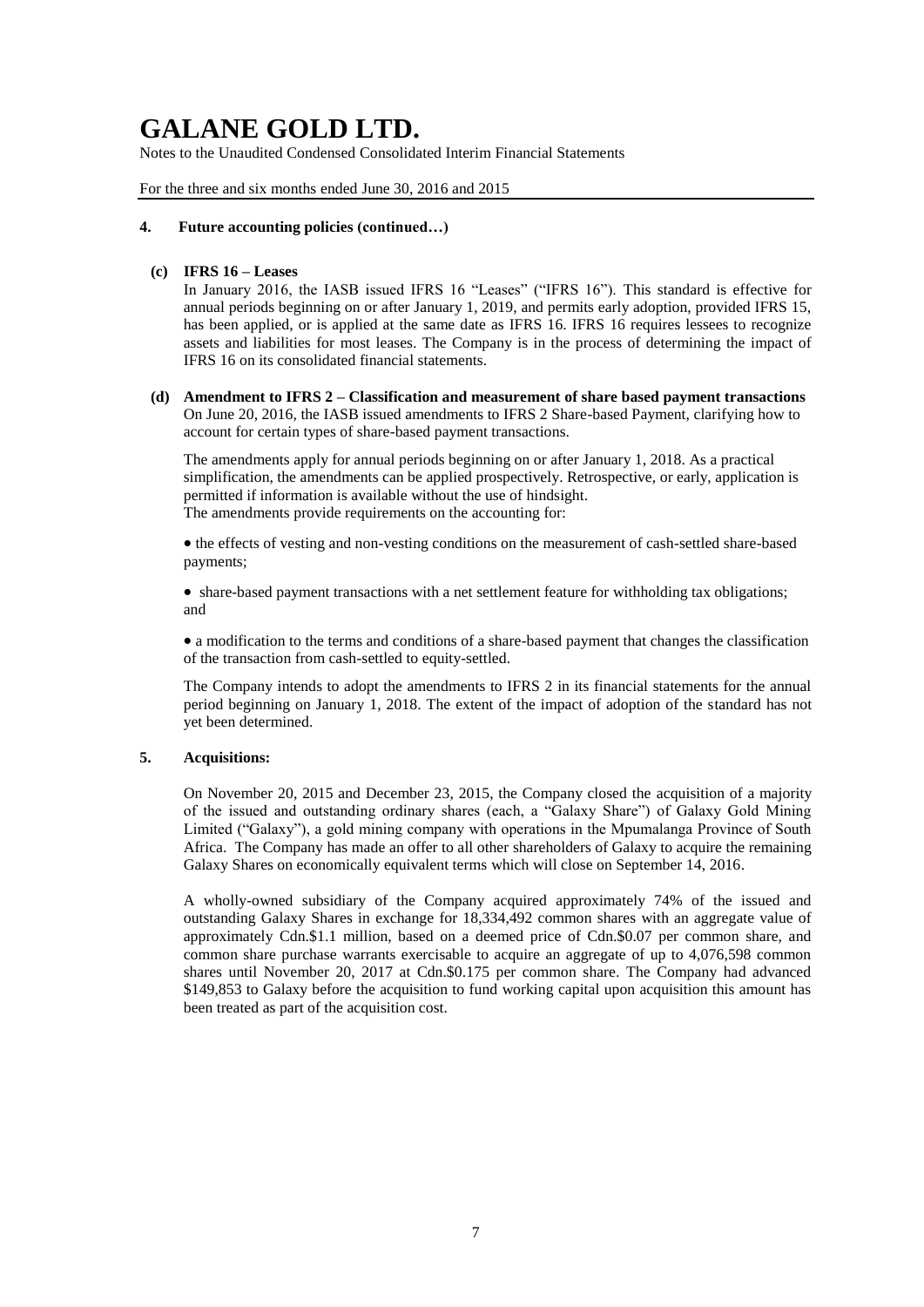#### 4. Future accounting policies (continued…)

**(c) IFRS 16 – Leases**

In January 2016, the IASB issued IFRS 16 "Leases" ("IFRS 16"). This standard is effective for annual periods beginning on or after January 1, 2019, and permits early adoption, provided IFRS 15, has been applied, or is applied at the same date as IFRS 16. IFRS 16 requires lessees to recognize assets and liabilities for most leases. The Company is in the process of determining the impact of IFRS 16 on its consolidated financial statements.

**(d) Amendment to IFRS 2 – Classification and measurement of share based payment transactions**

On June 20, 2016, the IASB issued amendments to IFRS 2 Share-based Payment, clarifying how to account for certain types of share-based payment transactions.

The amendments apply for annual periods beginning on or after January 1, 2018. As a practical simplification, the amendments can be applied prospectively. Retrospective, or early, application is permitted if information is available without the use of hindsight.
The amendments provide requirements on the accounting for:

- the effects of vesting and non-vesting conditions on the measurement of cash-settled share-based payments;
- share-based payment transactions with a net settlement feature for withholding tax obligations; and
- a modification to the terms and conditions of a share-based payment that changes the classification of the transaction from cash-settled to equity-settled.

The Company intends to adopt the amendments to IFRS 2 in its financial statements for the annual period beginning on January 1, 2018. The extent of the impact of adoption of the standard has not yet been determined.

#### 5. Acquisitions:

On November 20, 2015 and December 23, 2015, the Company closed the acquisition of a majority of the issued and outstanding ordinary shares (each, a "Galaxy Share") of Galaxy Gold Mining Limited ("Galaxy"), a gold mining company with operations in the Mpumalanga Province of South Africa. The Company has made an offer to all other shareholders of Galaxy to acquire the remaining Galaxy Shares on economically equivalent terms which will close on September 14, 2016.

A wholly-owned subsidiary of the Company acquired approximately 74% of the issued and outstanding Galaxy Shares in exchange for 18,334,492 common shares with an aggregate value of approximately Cdn.$1.1 million, based on a deemed price of Cdn.$0.07 per common share, and common share purchase warrants exercisable to acquire an aggregate of up to 4,076,598 common shares until November 20, 2017 at Cdn.$0.175 per common share. The Company had advanced $149,853 to Galaxy before the acquisition to fund working capital upon acquisition this amount has been treated as part of the acquisition cost.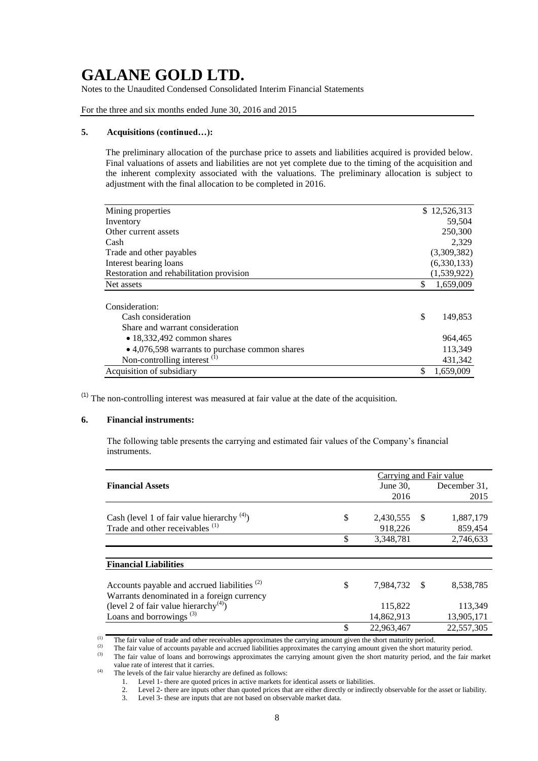# GALANE GOLD LTD.

Notes to the Unaudited Condensed Consolidated Interim Financial Statements

For the three and six months ended June 30, 2016 and 2015

**5. Acquisitions (continued…):**

The preliminary allocation of the purchase price to assets and liabilities acquired is provided below. Final valuations of assets and liabilities are not yet complete due to the timing of the acquisition and the inherent complexity associated with the valuations. The preliminary allocation is subject to adjustment with the final allocation to be completed in 2016.

| | |
|---|---|
| Mining properties | $ 12,526,313 |
| Inventory | 59,504 |
| Other current assets | 250,300 |
| Cash | 2,329 |
| Trade and other payables | (3,309,382) |
| Interest bearing loans | (6,330,133) |
| Restoration and rehabilitation provision | (1,539,922) |
| Net assets | $ 1,659,009 |
| Consideration: | |
| Cash consideration | $ 149,853 |
| Share and warrant consideration | |
| • 18,332,492 common shares | 964,465 |
| • 4,076,598 warrants to purchase common shares | 113,349 |
| Non-controlling interest [(1)] | 431,342 |
| Acquisition of subsidiary | $ 1,659,009 |

[(1)] The non-controlling interest was measured at fair value at the date of the acquisition.

**6. Financial instruments:**

The following table presents the carrying and estimated fair values of the Company's financial instruments.

| | Carrying and Fair value | |
|---|---|---|
| **Financial Assets** | June 30, 2016 | December 31, 2015 |
| Cash (level 1 of fair value hierarchy [(4)]) | $ 2,430,555 | $ 1,887,179 |
| Trade and other receivables [(1)] | 918,226 | 859,454 |
| | $ 3,348,781 | 2,746,633 |
| **Financial Liabilities** | | |
| Accounts payable and accrued liabilities [(2)] | $ 7,984,732 | $ 8,538,785 |
| Warrants denominated in a foreign currency (level 2 of fair value hierarchy[(4)]) | 115,822 | 113,349 |
| Loans and borrowings [(3)] | 14,862,913 | 13,905,171 |
| | $ 22,963,467 | 22,557,305 |

[(1)] The fair value of trade and other receivables approximates the carrying amount given the short maturity period.
[(2)] The fair value of accounts payable and accrued liabilities approximates the carrying amount given the short maturity period.
[(3)] The fair value of loans and borrowings approximates the carrying amount given the short maturity period, and the fair market value rate of interest that it carries.
[(4)] The levels of the fair value hierarchy are defined as follows:

1. Level 1- there are quoted prices in active markets for identical assets or liabilities.
2. Level 2- there are inputs other than quoted prices that are either directly or indirectly observable for the asset or liability.
3. Level 3- these are inputs that are not based on observable market data.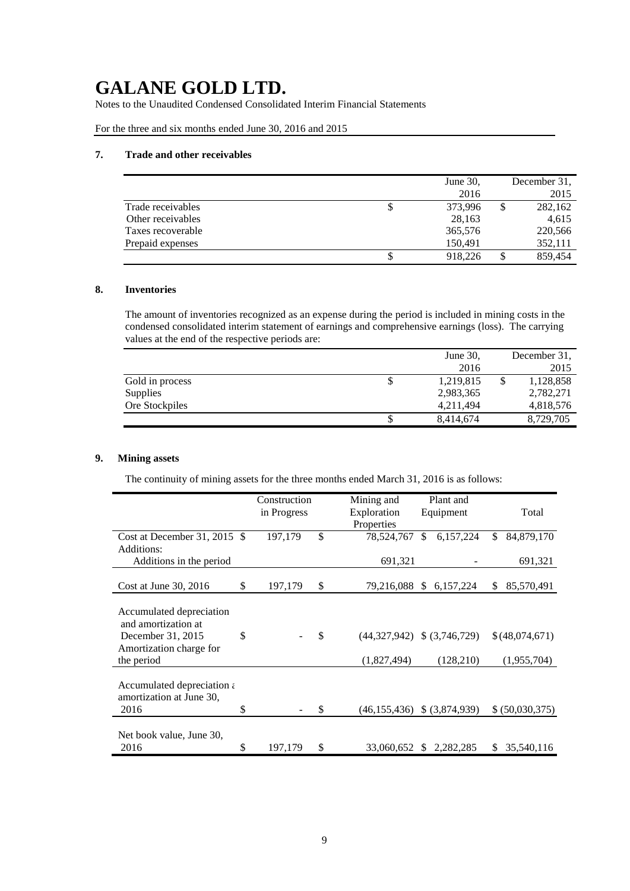# GALANE GOLD LTD.

Notes to the Unaudited Condensed Consolidated Interim Financial Statements

For the three and six months ended June 30, 2016 and 2015

## 7. Trade and other receivables

| | June 30, 2016 | December 31, 2015 |
|---|---|---|
| Trade receivables | $ 373,996 | $ 282,162 |
| Other receivables | 28,163 | 4,615 |
| Taxes recoverable | 365,576 | 220,566 |
| Prepaid expenses | 150,491 | 352,111 |
| | $ 918,226 | $ 859,454 |

## 8. Inventories

The amount of inventories recognized as an expense during the period is included in mining costs in the condensed consolidated interim statement of earnings and comprehensive earnings (loss). The carrying values at the end of the respective periods are:

| | June 30, 2016 | December 31, 2015 |
|---|---|---|
| Gold in process | $ 1,219,815 | $ 1,128,858 |
| Supplies | 2,983,365 | 2,782,271 |
| Ore Stockpiles | 4,211,494 | 4,818,576 |
| | $ 8,414,674 | 8,729,705 |

## 9. Mining assets

The continuity of mining assets for the three months ended March 31, 2016 is as follows:

| | Construction in Progress | Mining and Exploration Properties | Plant and Equipment | Total |
|---|---|---|---|---|
| Cost at December 31, 2015 | $ 197,179 | $ 78,524,767 | $ 6,157,224 | $ 84,879,170 |
| Additions: | | | | |
| Additions in the period | | 691,321 | - | 691,321 |
| Cost at June 30, 2016 | $ 197,179 | $ 79,216,088 | $ 6,157,224 | $ 85,570,491 |
| Accumulated depreciation and amortization at December 31, 2015 | $ - | $ (44,327,942) | $ (3,746,729) | $ (48,074,671) |
| Amortization charge for the period | | (1,827,494) | (128,210) | (1,955,704) |
| Accumulated depreciation a amortization at June 30, 2016 | $ - | $ (46,155,436) | $ (3,874,939) | $ (50,030,375) |
| Net book value, June 30, 2016 | $ 197,179 | $ 33,060,652 | $ 2,282,285 | $ 35,540,116 |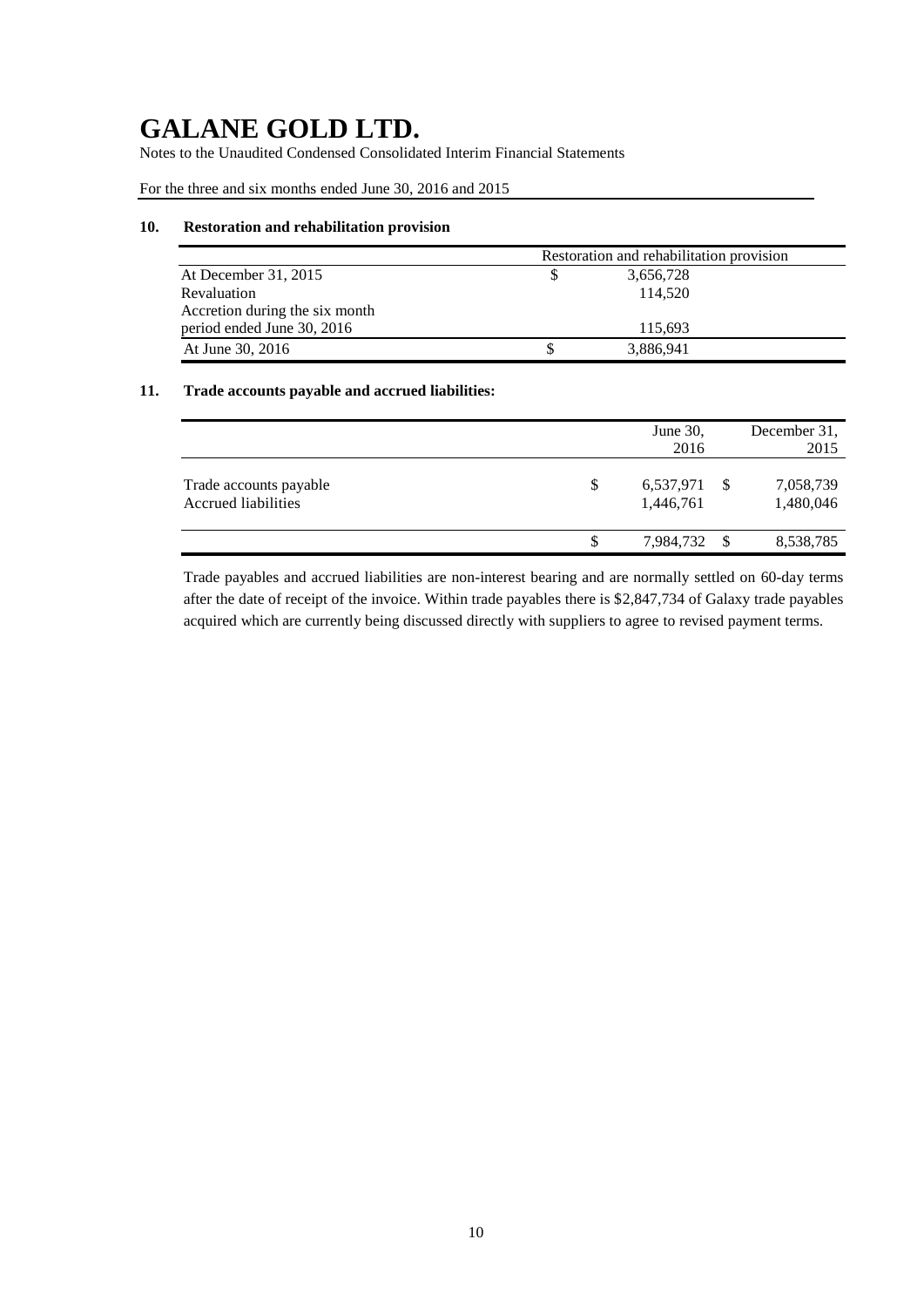# GALANE GOLD LTD.

Notes to the Unaudited Condensed Consolidated Interim Financial Statements

For the three and six months ended June 30, 2016 and 2015

## 10. Restoration and rehabilitation provision

| | Restoration and rehabilitation provision | |
|---|---|---|
| At December 31, 2015 | $ | 3,656,728 |
| Revaluation | | 114,520 |
| Accretion during the six month period ended June 30, 2016 | | 115,693 |
| At June 30, 2016 | $ | 3,886,941 |

## 11. Trade accounts payable and accrued liabilities:

| | | June 30, 2016 | | December 31, 2015 |
|---|---|---|---|---|
| Trade accounts payable | $ | 6,537,971 | $ | 7,058,739 |
| Accrued liabilities | | 1,446,761 | | 1,480,046 |
| | $ | 7,984,732 | $ | 8,538,785 |

Trade payables and accrued liabilities are non-interest bearing and are normally settled on 60-day terms after the date of receipt of the invoice. Within trade payables there is $2,847,734 of Galaxy trade payables acquired which are currently being discussed directly with suppliers to agree to revised payment terms.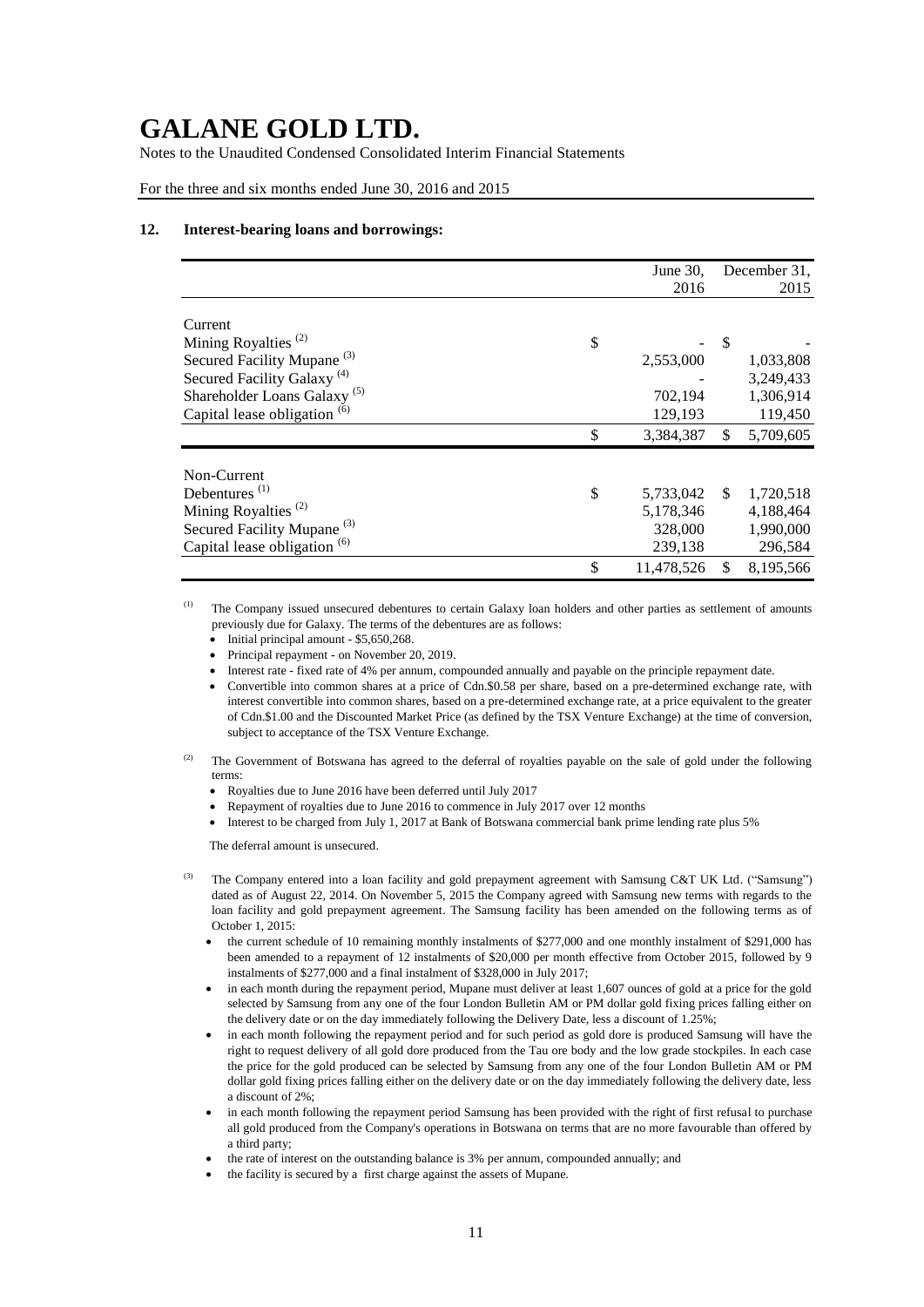# GALANE GOLD LTD.

Notes to the Unaudited Condensed Consolidated Interim Financial Statements

For the three and six months ended June 30, 2016 and 2015

## 12. Interest-bearing loans and borrowings:

| | June 30, 2016 | December 31, 2015 |
|---|---|---|
| Current | | |
| Mining Royalties [(2)] | $ - | $ - |
| Secured Facility Mupane [(3)] | 2,553,000 | 1,033,808 |
| Secured Facility Galaxy [(4)] | - | 3,249,433 |
| Shareholder Loans Galaxy [(5)] | 702,194 | 1,306,914 |
| Capital lease obligation [(6)] | 129,193 | 119,450 |
| | $ 3,384,387 | $ 5,709,605 |
| Non-Current | | |
| Debentures [(1)] | $ 5,733,042 | $ 1,720,518 |
| Mining Royalties [(2)] | 5,178,346 | 4,188,464 |
| Secured Facility Mupane [(3)] | 328,000 | 1,990,000 |
| Capital lease obligation [(6)] | 239,138 | 296,584 |
| | $ 11,478,526 | $ 8,195,566 |

(1) The Company issued unsecured debentures to certain Galaxy loan holders and other parties as settlement of amounts previously due for Galaxy. The terms of the debentures are as follows:

- Initial principal amount - $5,650,268.
- Principal repayment - on November 20, 2019.
- Interest rate - fixed rate of 4% per annum, compounded annually and payable on the principle repayment date.
- Convertible into common shares at a price of Cdn.$0.58 per share, based on a pre-determined exchange rate, with interest convertible into common shares, based on a pre-determined exchange rate, at a price equivalent to the greater of Cdn.$1.00 and the Discounted Market Price (as defined by the TSX Venture Exchange) at the time of conversion, subject to acceptance of the TSX Venture Exchange.

(2) The Government of Botswana has agreed to the deferral of royalties payable on the sale of gold under the following terms:

- Royalties due to June 2016 have been deferred until July 2017
- Repayment of royalties due to June 2016 to commence in July 2017 over 12 months
- Interest to be charged from July 1, 2017 at Bank of Botswana commercial bank prime lending rate plus 5%

The deferral amount is unsecured.

(3) The Company entered into a loan facility and gold prepayment agreement with Samsung C&T UK Ltd. ("Samsung") dated as of August 22, 2014. On November 5, 2015 the Company agreed with Samsung new terms with regards to the loan facility and gold prepayment agreement. The Samsung facility has been amended on the following terms as of October 1, 2015:

- the current schedule of 10 remaining monthly instalments of $277,000 and one monthly instalment of $291,000 has been amended to a repayment of 12 instalments of $20,000 per month effective from October 2015, followed by 9 instalments of $277,000 and a final instalment of $328,000 in July 2017;
- in each month during the repayment period, Mupane must deliver at least 1,607 ounces of gold at a price for the gold selected by Samsung from any one of the four London Bulletin AM or PM dollar gold fixing prices falling either on the delivery date or on the day immediately following the Delivery Date, less a discount of 1.25%;
- in each month following the repayment period and for such period as gold dore is produced Samsung will have the right to request delivery of all gold dore produced from the Tau ore body and the low grade stockpiles. In each case the price for the gold produced can be selected by Samsung from any one of the four London Bulletin AM or PM dollar gold fixing prices falling either on the delivery date or on the day immediately following the delivery date, less a discount of 2%;
- in each month following the repayment period Samsung has been provided with the right of first refusal to purchase all gold produced from the Company's operations in Botswana on terms that are no more favourable than offered by a third party;
- the rate of interest on the outstanding balance is 3% per annum, compounded annually; and
- the facility is secured by a first charge against the assets of Mupane.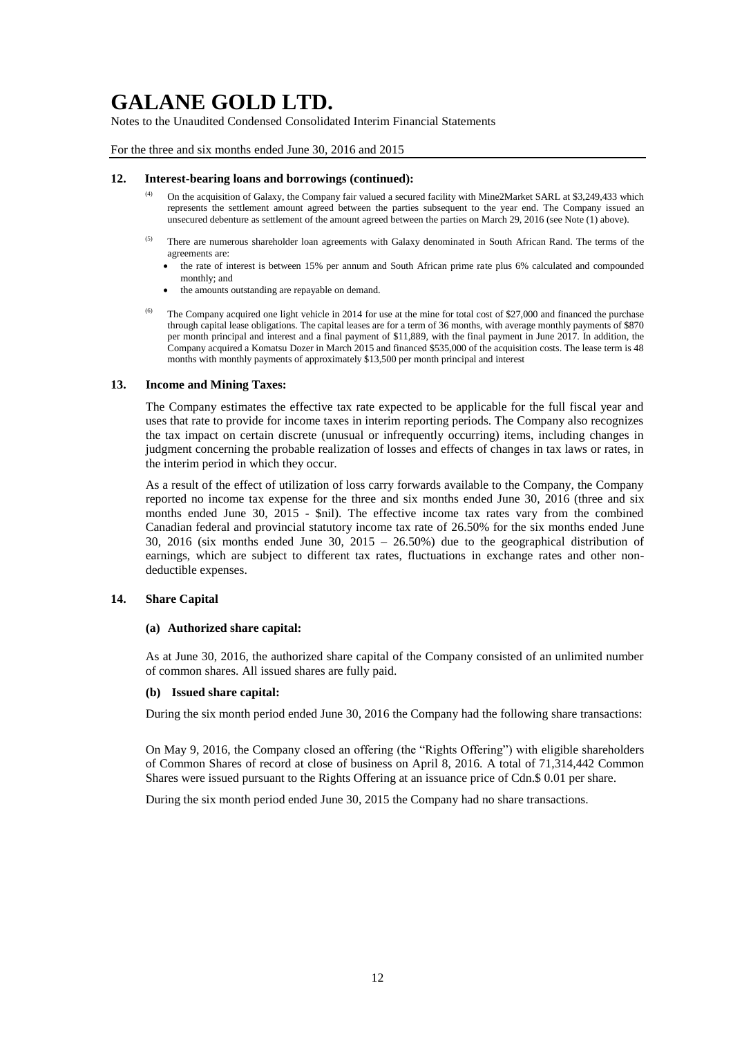## 12. Interest-bearing loans and borrowings (continued):

(4) On the acquisition of Galaxy, the Company fair valued a secured facility with Mine2Market SARL at $3,249,433 which represents the settlement amount agreed between the parties subsequent to the year end. The Company issued an unsecured debenture as settlement of the amount agreed between the parties on March 29, 2016 (see Note (1) above).

(5) There are numerous shareholder loan agreements with Galaxy denominated in South African Rand. The terms of the agreements are:

- the rate of interest is between 15% per annum and South African prime rate plus 6% calculated and compounded monthly; and
- the amounts outstanding are repayable on demand.

(6) The Company acquired one light vehicle in 2014 for use at the mine for total cost of $27,000 and financed the purchase through capital lease obligations. The capital leases are for a term of 36 months, with average monthly payments of $870 per month principal and interest and a final payment of $11,889, with the final payment in June 2017. In addition, the Company acquired a Komatsu Dozer in March 2015 and financed $535,000 of the acquisition costs. The lease term is 48 months with monthly payments of approximately $13,500 per month principal and interest

## 13. Income and Mining Taxes:

The Company estimates the effective tax rate expected to be applicable for the full fiscal year and uses that rate to provide for income taxes in interim reporting periods. The Company also recognizes the tax impact on certain discrete (unusual or infrequently occurring) items, including changes in judgment concerning the probable realization of losses and effects of changes in tax laws or rates, in the interim period in which they occur.

As a result of the effect of utilization of loss carry forwards available to the Company, the Company reported no income tax expense for the three and six months ended June 30, 2016 (three and six months ended June 30, 2015 - $nil). The effective income tax rates vary from the combined Canadian federal and provincial statutory income tax rate of 26.50% for the six months ended June 30, 2016 (six months ended June 30, 2015 – 26.50%) due to the geographical distribution of earnings, which are subject to different tax rates, fluctuations in exchange rates and other non-deductible expenses.

## 14. Share Capital

### (a) Authorized share capital:

As at June 30, 2016, the authorized share capital of the Company consisted of an unlimited number of common shares. All issued shares are fully paid.

### (b) Issued share capital:

During the six month period ended June 30, 2016 the Company had the following share transactions:

On May 9, 2016, the Company closed an offering (the "Rights Offering") with eligible shareholders of Common Shares of record at close of business on April 8, 2016. A total of 71,314,442 Common Shares were issued pursuant to the Rights Offering at an issuance price of Cdn.$ 0.01 per share.

During the six month period ended June 30, 2015 the Company had no share transactions.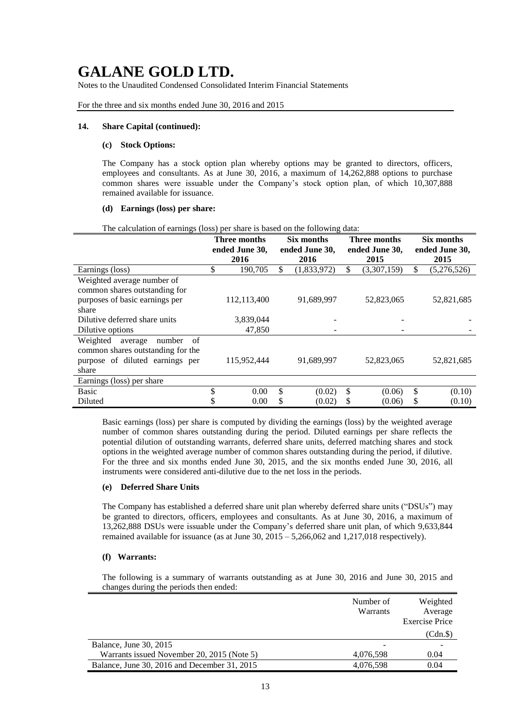# GALANE GOLD LTD.

Notes to the Unaudited Condensed Consolidated Interim Financial Statements

For the three and six months ended June 30, 2016 and 2015

**14. Share Capital (continued):**

**(c) Stock Options:**

The Company has a stock option plan whereby options may be granted to directors, officers, employees and consultants. As at June 30, 2016, a maximum of 14,262,888 options to purchase common shares were issuable under the Company's stock option plan, of which 10,307,888 remained available for issuance.

**(d) Earnings (loss) per share:**

The calculation of earnings (loss) per share is based on the following data:

| | Three months ended June 30, 2016 | Six months ended June 30, 2016 | Three months ended June 30, 2015 | Six months ended June 30, 2015 |
|---|---|---|---|---|
| Earnings (loss) | $ 190,705 | $ (1,833,972) | $ (3,307,159) | $ (5,276,526) |
| Weighted average number of common shares outstanding for purposes of basic earnings per share | 112,113,400 | 91,689,997 | 52,823,065 | 52,821,685 |
| Dilutive deferred share units | 3,839,044 | - | - | - |
| Dilutive options | 47,850 | - | - | - |
| Weighted average number of common shares outstanding for the purpose of diluted earnings per share | 115,952,444 | 91,689,997 | 52,823,065 | 52,821,685 |
| Earnings (loss) per share | | | | |
| Basic | $ 0.00 | $ (0.02) | $ (0.06) | $ (0.10) |
| Diluted | $ 0.00 | $ (0.02) | $ (0.06) | $ (0.10) |

Basic earnings (loss) per share is computed by dividing the earnings (loss) by the weighted average number of common shares outstanding during the period. Diluted earnings per share reflects the potential dilution of outstanding warrants, deferred share units, deferred matching shares and stock options in the weighted average number of common shares outstanding during the period, if dilutive. For the three and six months ended June 30, 2015, and the six months ended June 30, 2016, all instruments were considered anti-dilutive due to the net loss in the periods.

**(e) Deferred Share Units**

The Company has established a deferred share unit plan whereby deferred share units ("DSUs") may be granted to directors, officers, employees and consultants. As at June 30, 2016, a maximum of 13,262,888 DSUs were issuable under the Company's deferred share unit plan, of which 9,633,844 remained available for issuance (as at June 30, 2015 – 5,266,062 and 1,217,018 respectively).

**(f) Warrants:**

The following is a summary of warrants outstanding as at June 30, 2016 and June 30, 2015 and changes during the periods then ended:

| | Number of Warrants | Weighted Average Exercise Price (Cdn.$) |
|---|---|---|
| Balance, June 30, 2015 | - | - |
| Warrants issued November 20, 2015 (Note 5) | 4,076,598 | 0.04 |
| Balance, June 30, 2016 and December 31, 2015 | 4,076,598 | 0.04 |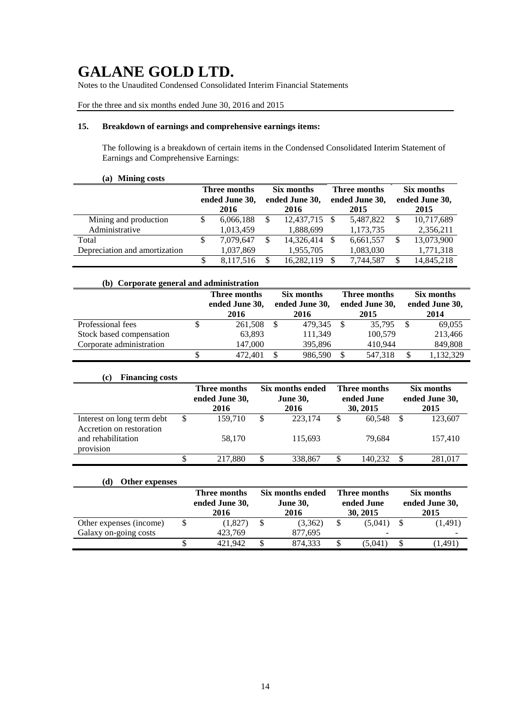# GALANE GOLD LTD.

Notes to the Unaudited Condensed Consolidated Interim Financial Statements

For the three and six months ended June 30, 2016 and 2015

### 15. Breakdown of earnings and comprehensive earnings items:

The following is a breakdown of certain items in the Condensed Consolidated Interim Statement of Earnings and Comprehensive Earnings:

**(a) Mining costs**

| | Three months ended June 30, 2016 | Six months ended June 30, 2016 | Three months ended June 30, 2015 | Six months ended June 30, 2015 |
|---|---|---|---|---|
| Mining and production | $ 6,066,188 | $ 12,437,715 | $ 5,487,822 | $ 10,717,689 |
| Administrative | 1,013,459 | 1,888,699 | 1,173,735 | 2,356,211 |
| Total | $ 7,079,647 | $ 14,326,414 | $ 6,661,557 | $ 13,073,900 |
| Depreciation and amortization | 1,037,869 | 1,955,705 | 1,083,030 | 1,771,318 |
| | $ 8,117,516 | $ 16,282,119 | $ 7,744,587 | $ 14,845,218 |

**(b) Corporate general and administration**

| | Three months ended June 30, 2016 | Six months ended June 30, 2016 | Three months ended June 30, 2015 | Six months ended June 30, 2014 |
|---|---|---|---|---|
| Professional fees | $ 261,508 | $ 479,345 | $ 35,795 | $ 69,055 |
| Stock based compensation | 63,893 | 111,349 | 100,579 | 213,466 |
| Corporate administration | 147,000 | 395,896 | 410,944 | 849,808 |
| | $ 472,401 | $ 986,590 | $ 547,318 | $ 1,132,329 |

**(c) Financing costs**

| | Three months ended June 30, 2016 | Six months ended June 30, 2016 | Three months ended June 30, 2015 | Six months ended June 30, 2015 |
|---|---|---|---|---|
| Interest on long term debt | $ 159,710 | $ 223,174 | $ 60,548 | $ 123,607 |
| Accretion on restoration and rehabilitation provision | 58,170 | 115,693 | 79,684 | 157,410 |
| | $ 217,880 | $ 338,867 | $ 140,232 | $ 281,017 |

**(d) Other expenses**

| | Three months ended June 30, 2016 | Six months ended June 30, 2016 | Three months ended June 30, 2015 | Six months ended June 30, 2015 |
|---|---|---|---|---|
| Other expenses (income) | $ (1,827) | $ (3,362) | $ (5,041) | $ (1,491) |
| Galaxy on-going costs | 423,769 | 877,695 | - | - |
| | $ 421,942 | $ 874,333 | $ (5,041) | $ (1,491) |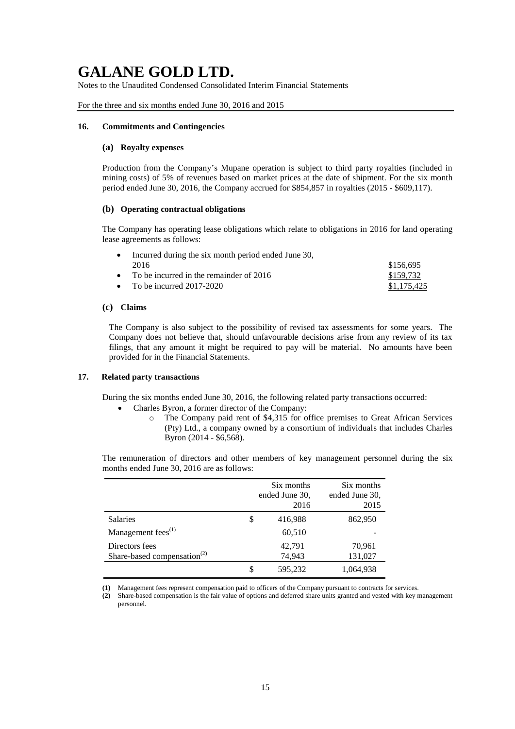# GALANE GOLD LTD.

Notes to the Unaudited Condensed Consolidated Interim Financial Statements

For the three and six months ended June 30, 2016 and 2015

## 16. Commitments and Contingencies

### (a) Royalty expenses

Production from the Company's Mupane operation is subject to third party royalties (included in mining costs) of 5% of revenues based on market prices at the date of shipment. For the six month period ended June 30, 2016, the Company accrued for $854,857 in royalties (2015 - $609,117).

### (b) Operating contractual obligations

The Company has operating lease obligations which relate to obligations in 2016 for land operating lease agreements as follows:

| | |
|---|---|
| • Incurred during the six month period ended June 30, 2016 | $156,695 |
| • To be incurred in the remainder of 2016 | $159,732 |
| • To be incurred 2017-2020 | $1,175,425 |

### (c) Claims

The Company is also subject to the possibility of revised tax assessments for some years. The Company does not believe that, should unfavourable decisions arise from any review of its tax filings, that any amount it might be required to pay will be material. No amounts have been provided for in the Financial Statements.

## 17. Related party transactions

During the six months ended June 30, 2016, the following related party transactions occurred:

- Charles Byron, a former director of the Company:
  - The Company paid rent of $4,315 for office premises to Great African Services (Pty) Ltd., a company owned by a consortium of individuals that includes Charles Byron (2014 - $6,568).

The remuneration of directors and other members of key management personnel during the six months ended June 30, 2016 are as follows:

| | Six months ended June 30, 2016 | Six months ended June 30, 2015 |
|---|---|---|
| Salaries | $ 416,988 | 862,950 |
| Management fees[(1)] | 60,510 | - |
| Directors fees | 42,791 | 70,961 |
| Share-based compensation[(2)] | 74,943 | 131,027 |
| | $ 595,232 | 1,064,938 |

**(1)** Management fees represent compensation paid to officers of the Company pursuant to contracts for services.

**(2)** Share-based compensation is the fair value of options and deferred share units granted and vested with key management personnel.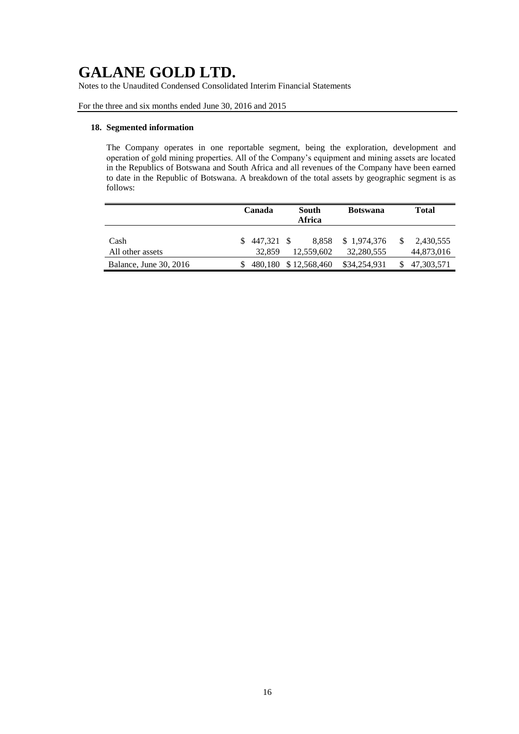**18. Segmented information**

The Company operates in one reportable segment, being the exploration, development and operation of gold mining properties. All of the Company's equipment and mining assets are located in the Republics of Botswana and South Africa and all revenues of the Company have been earned to date in the Republic of Botswana. A breakdown of the total assets by geographic segment is as follows:

| | Canada | South Africa | Botswana | Total |
|---|---|---|---|---|
| Cash | $ 447,321 | $ 8,858 | $ 1,974,376 | $ 2,430,555 |
| All other assets | 32,859 | 12,559,602 | 32,280,555 | 44,873,016 |
| Balance, June 30, 2016 | $ 480,180 | $ 12,568,460 | $34,254,931 | $ 47,303,571 |